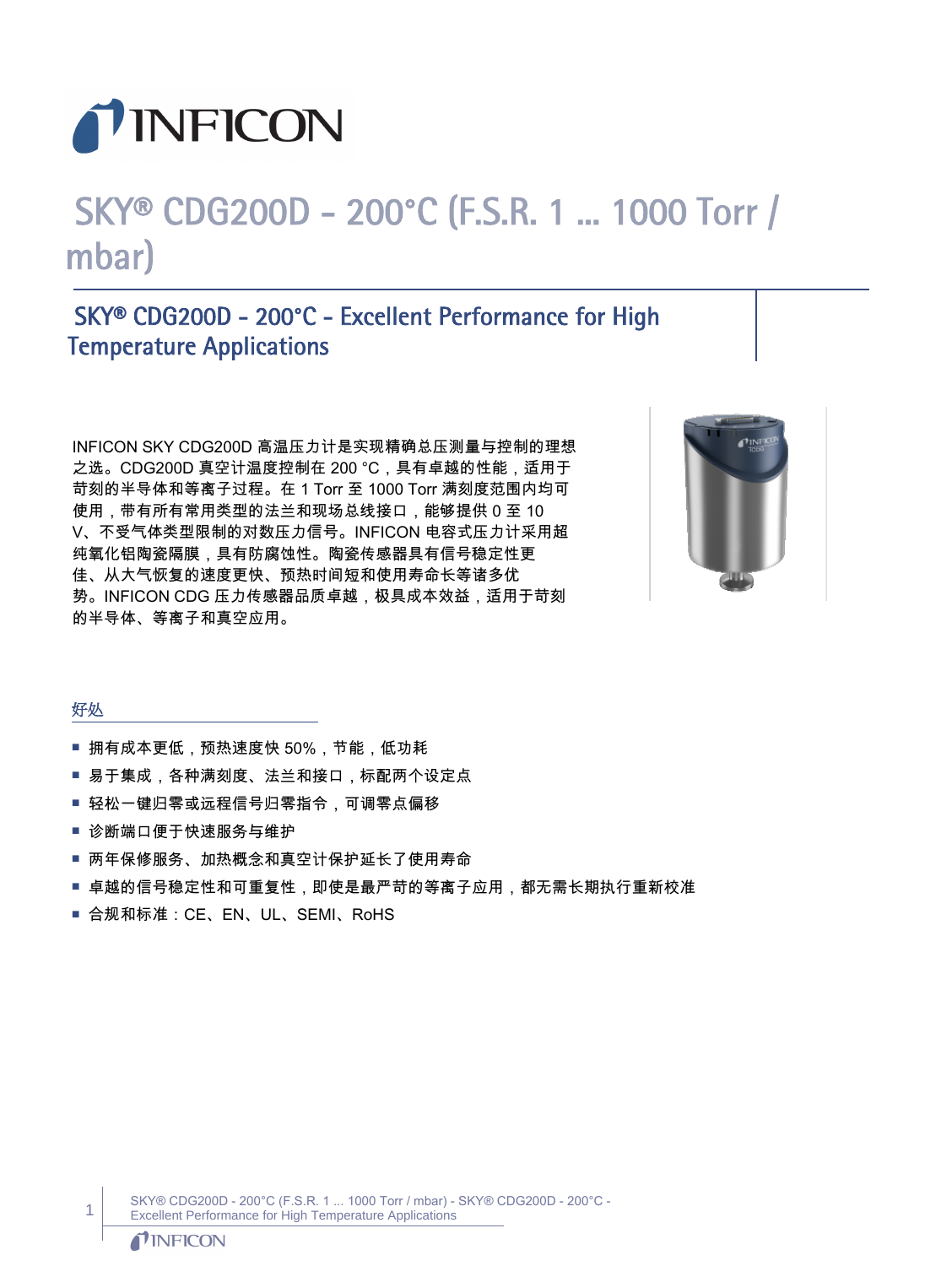# SKY® CDG200D - 200°C (F.S.R. 1 ... 1000 Torr / mbar)

## SKY® CDG200D - 200°C - Excellent Performance for High Temperature Applications

INFICON SKY CDG200D 高温压力计是实现精确总压测量与控制的理想之选。CDG200D 真空计温度控制在 200 °C，具有卓越的性能，适用于苛刻的半导体和等离子过程。在 1 Torr 至 1000 Torr 满刻度范围内均可使用，带有所有常用类型的法兰和现场总线接口，能够提供 0 至 10 V、不受气体类型限制的对数压力信号。INFICON 电容式压力计采用超纯氧化铝陶瓷隔膜，具有防腐蚀性。陶瓷传感器具有信号稳定性更佳、从大气恢复的速度更快、预热时间短和使用寿命长等诸多优势。INFICON CDG 压力传感器品质卓越，极具成本效益，适用于苛刻的半导体、等离子和真空应用。

### 好处

- 拥有成本更低，预热速度快 50%，节能，低功耗
- 易于集成，各种满刻度、法兰和接口，标配两个设定点
- 轻松一键归零或远程信号归零指令，可调零点偏移
- 诊断端口便于快速服务与维护
- 两年保修服务、加热概念和真空计保护延长了使用寿命
- 卓越的信号稳定性和可重复性，即使是最严苛的等离子应用，都无需长期执行重新校准
- 合规和标准：CE、EN、UL、SEMI、RoHS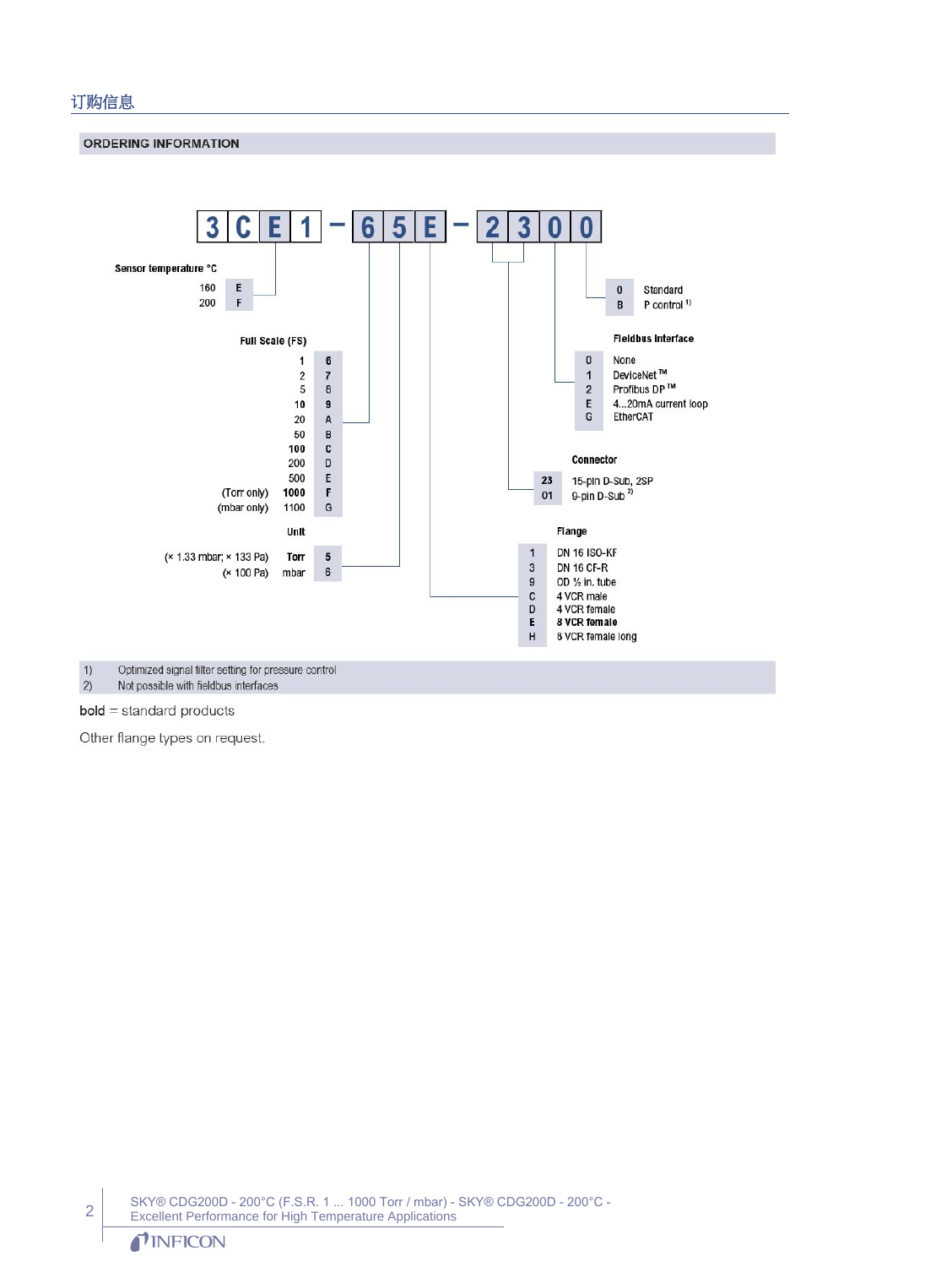## 订购信息

### ORDERING INFORMATION

**3CE1 – 65E – 2300**

**Sensor temperature °C**

| °C | Code |
|---|---|
| 160 | E |
| 200 | F |

**Full Scale (FS)**

| | FS | Code |
|---|---|---|
| | **1** | **6** |
| | 2 | 7 |
| | 5 | 8 |
| | **10** | **9** |
| | 20 | A |
| | 50 | B |
| | **100** | **C** |
| | 200 | D |
| | 500 | E |
| (Torr only) | **1000** | **F** |
| (mbar only) | 1100 | G |

**Unit**

| | Unit | Code |
|---|---|---|
| (× 1.33 mbar; × 133 Pa) | **Torr** | **5** |
| (× 100 Pa) | mbar | 6 |

**Flange**

| Code | Flange |
|---|---|
| 1 | DN 16 ISO-KF |
| 3 | DN 16 CF-R |
| 9 | OD ½ in. tube |
| C | 4 VCR male |
| D | 4 VCR female |
| **E** | **8 VCR female** |
| H | 8 VCR female long |

**Connector**

| Code | Connector |
|---|---|
| **23** | 15-pin D-Sub, 2SP |
| 01 | 9-pin D-Sub [2] |

**Fieldbus Interface**

| Code | Interface |
|---|---|
| 0 | None |
| 1 | DeviceNet™ |
| 2 | Profibus DP™ |
| E | 4...20mA current loop |
| G | EtherCAT |

| Code | |
|---|---|
| 0 | Standard |
| B | P control [1] |

1) Optimized signal filter setting for pressure control
2) Not possible with fieldbus interfaces

**bold** = standard products

Other flange types on request.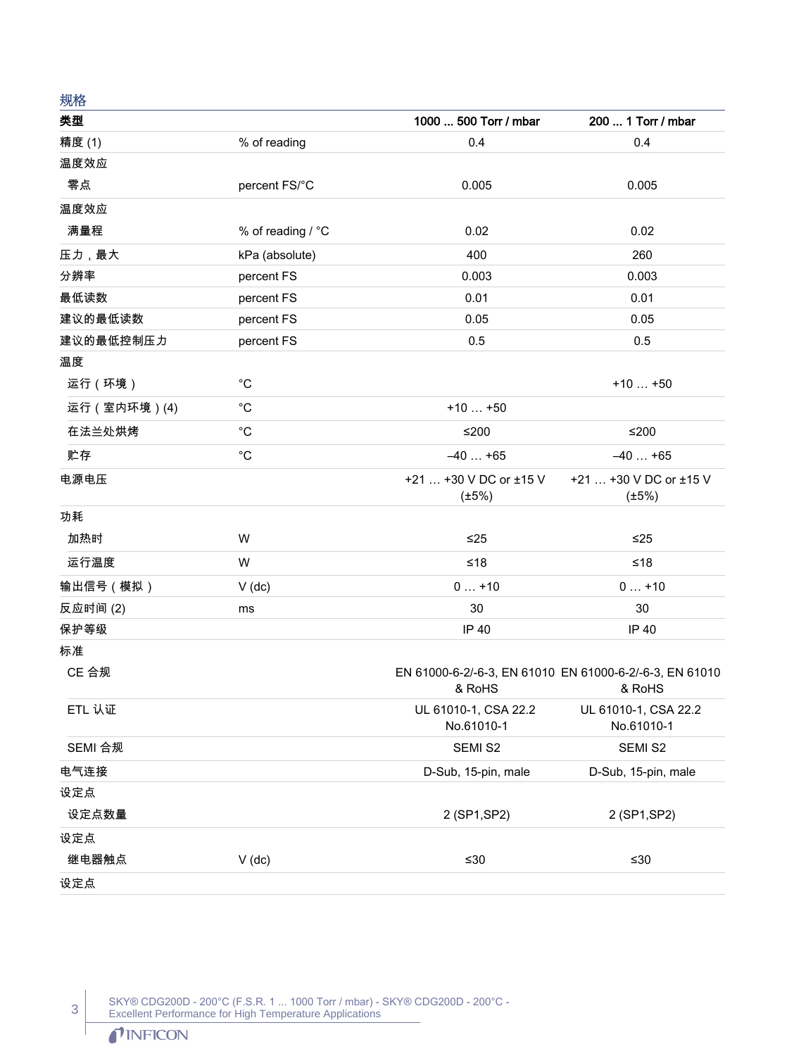## 规格

| 类型 | | 1000 ... 500 Torr / mbar | 200 ... 1 Torr / mbar |
|---|---|---|---|
| 精度 (1) | % of reading | 0.4 | 0.4 |
| 温度效应 | | | |
| 零点 | percent FS/°C | 0.005 | 0.005 |
| 温度效应 | | | |
| 满量程 | % of reading / °C | 0.02 | 0.02 |
| 压力，最大 | kPa (absolute) | 400 | 260 |
| 分辨率 | percent FS | 0.003 | 0.003 |
| 最低读数 | percent FS | 0.01 | 0.01 |
| 建议的最低读数 | percent FS | 0.05 | 0.05 |
| 建议的最低控制压力 | percent FS | 0.5 | 0.5 |
| 温度 | | | |
| 运行（环境） | °C | | +10 … +50 |
| 运行（室内环境）(4) | °C | +10 … +50 | |
| 在法兰处烘烤 | °C | ≤200 | ≤200 |
| 贮存 | °C | –40 … +65 | –40 … +65 |
| 电源电压 | | +21 … +30 V DC or ±15 V (±5%) | +21 … +30 V DC or ±15 V (±5%) |
| 功耗 | | | |
| 加热时 | W | ≤25 | ≤25 |
| 运行温度 | W | ≤18 | ≤18 |
| 输出信号（模拟） | V (dc) | 0 … +10 | 0 … +10 |
| 反应时间 (2) | ms | 30 | 30 |
| 保护等级 | | IP 40 | IP 40 |
| 标准 | | | |
| CE 合规 | | EN 61000-6-2/-6-3, EN 61010 & RoHS | EN 61000-6-2/-6-3, EN 61010 & RoHS |
| ETL 认证 | | UL 61010-1, CSA 22.2 No.61010-1 | UL 61010-1, CSA 22.2 No.61010-1 |
| SEMI 合规 | | SEMI S2 | SEMI S2 |
| 电气连接 | | D-Sub, 15-pin, male | D-Sub, 15-pin, male |
| 设定点 | | | |
| 设定点数量 | | 2 (SP1,SP2) | 2 (SP1,SP2) |
| 设定点 | | | |
| 继电器触点 | V (dc) | ≤30 | ≤30 |
| 设定点 | | | |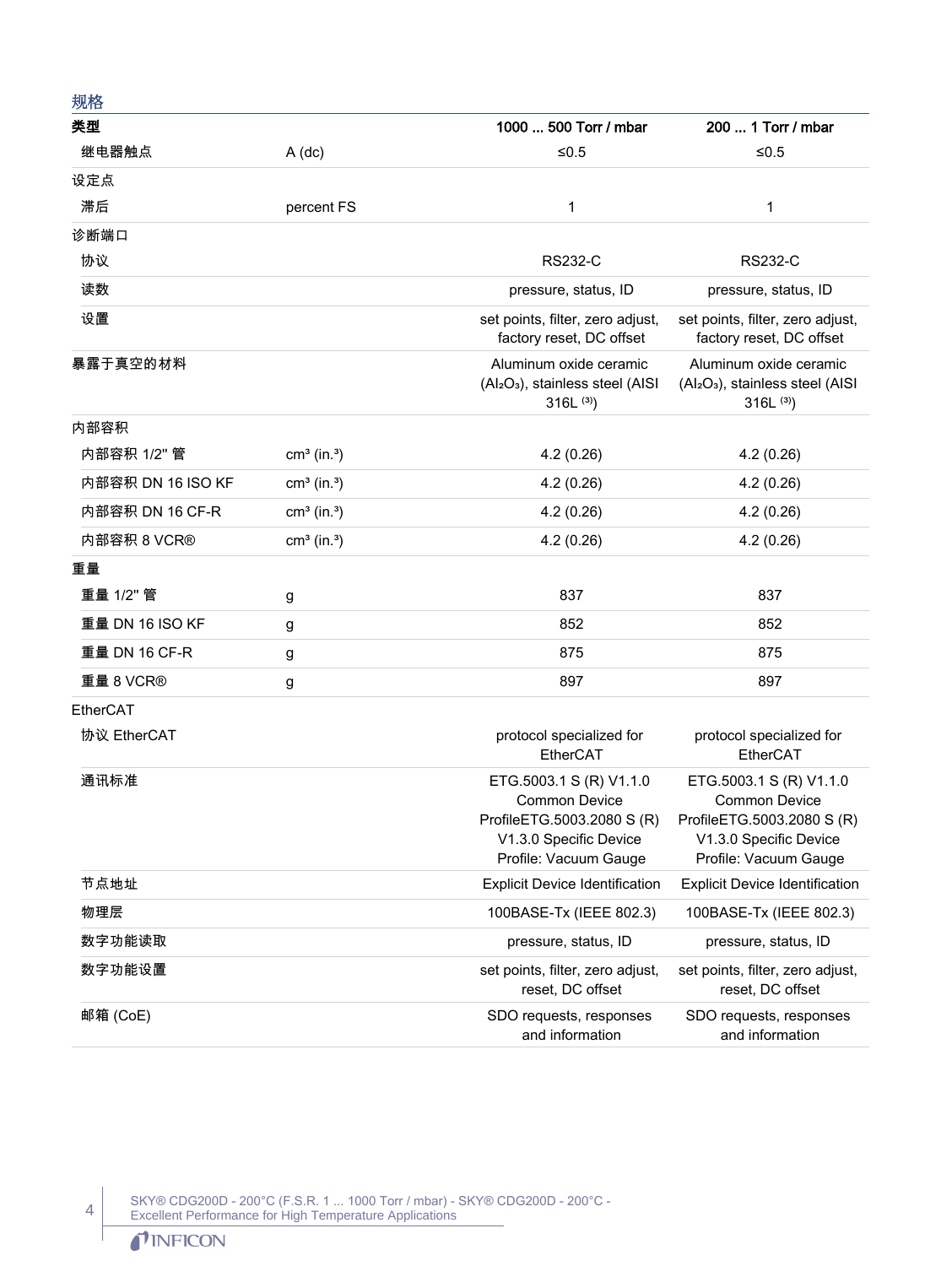## 规格

| 类型 | | 1000 ... 500 Torr / mbar | 200 ... 1 Torr / mbar |
|---|---|---|---|
| 继电器触点 | A (dc) | ≤0.5 | ≤0.5 |
| 设定点 | | | |
| 滞后 | percent FS | 1 | 1 |
| 诊断端口 | | | |
| 协议 | | RS232-C | RS232-C |
| 读数 | | pressure, status, ID | pressure, status, ID |
| 设置 | | set points, filter, zero adjust, factory reset, DC offset | set points, filter, zero adjust, factory reset, DC offset |
| 暴露于真空的材料 | | Aluminum oxide ceramic ($Al_2O_3$), stainless steel (AISI 316L [3]) | Aluminum oxide ceramic ($Al_2O_3$), stainless steel (AISI 316L [3]) |
| 内部容积 | | | |
| 内部容积 1/2" 管 | cm³ (in.³) | 4.2 (0.26) | 4.2 (0.26) |
| 内部容积 DN 16 ISO KF | cm³ (in.³) | 4.2 (0.26) | 4.2 (0.26) |
| 内部容积 DN 16 CF-R | cm³ (in.³) | 4.2 (0.26) | 4.2 (0.26) |
| 内部容积 8 VCR® | cm³ (in.³) | 4.2 (0.26) | 4.2 (0.26) |
| 重量 | | | |
| 重量 1/2" 管 | g | 837 | 837 |
| 重量 DN 16 ISO KF | g | 852 | 852 |
| 重量 DN 16 CF-R | g | 875 | 875 |
| 重量 8 VCR® | g | 897 | 897 |
| EtherCAT | | | |
| 协议 EtherCAT | | protocol specialized for EtherCAT | protocol specialized for EtherCAT |
| 通讯标准 | | ETG.5003.1 S (R) V1.1.0 Common Device ProfileETG.5003.2080 S (R) V1.3.0 Specific Device Profile: Vacuum Gauge | ETG.5003.1 S (R) V1.1.0 Common Device ProfileETG.5003.2080 S (R) V1.3.0 Specific Device Profile: Vacuum Gauge |
| 节点地址 | | Explicit Device Identification | Explicit Device Identification |
| 物理层 | | 100BASE-Tx (IEEE 802.3) | 100BASE-Tx (IEEE 802.3) |
| 数字功能读取 | | pressure, status, ID | pressure, status, ID |
| 数字功能设置 | | set points, filter, zero adjust, reset, DC offset | set points, filter, zero adjust, reset, DC offset |
| 邮箱 (CoE) | | SDO requests, responses and information | SDO requests, responses and information |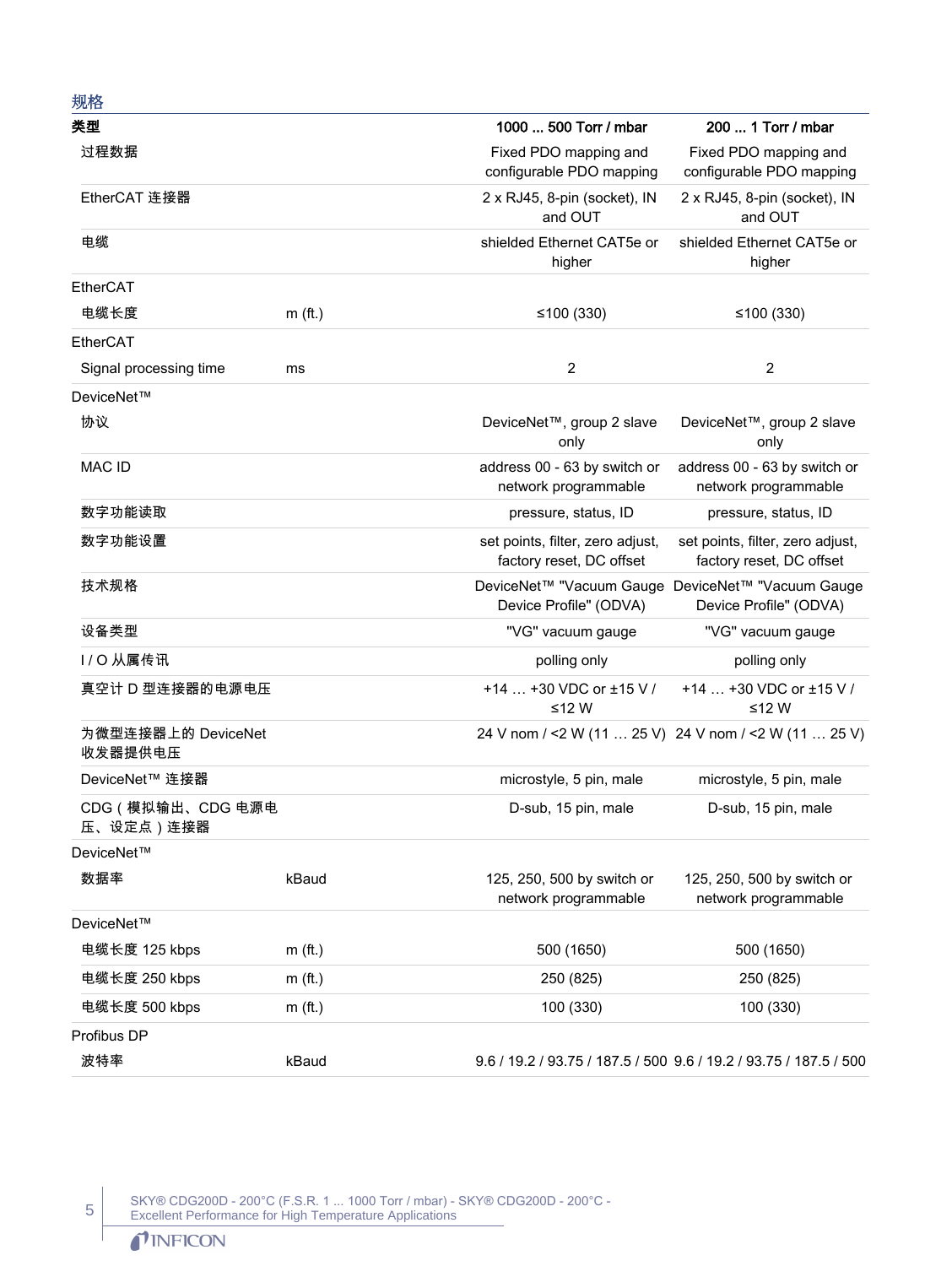## 规格

| 类型 | | 1000 ... 500 Torr / mbar | 200 ... 1 Torr / mbar |
|---|---|---|---|
| 过程数据 | | Fixed PDO mapping and configurable PDO mapping | Fixed PDO mapping and configurable PDO mapping |
| EtherCAT 连接器 | | 2 x RJ45, 8-pin (socket), IN and OUT | 2 x RJ45, 8-pin (socket), IN and OUT |
| 电缆 | | shielded Ethernet CAT5e or higher | shielded Ethernet CAT5e or higher |
| **EtherCAT** | | | |
| 电缆长度 | m (ft.) | ≤100 (330) | ≤100 (330) |
| **EtherCAT** | | | |
| Signal processing time | ms | 2 | 2 |
| **DeviceNet™** | | | |
| 协议 | | DeviceNet™, group 2 slave only | DeviceNet™, group 2 slave only |
| MAC ID | | address 00 - 63 by switch or network programmable | address 00 - 63 by switch or network programmable |
| 数字功能读取 | | pressure, status, ID | pressure, status, ID |
| 数字功能设置 | | set points, filter, zero adjust, factory reset, DC offset | set points, filter, zero adjust, factory reset, DC offset |
| 技术规格 | | DeviceNet™ "Vacuum Gauge Device Profile" (ODVA) | DeviceNet™ "Vacuum Gauge Device Profile" (ODVA) |
| 设备类型 | | "VG" vacuum gauge | "VG" vacuum gauge |
| I / O 从属传讯 | | polling only | polling only |
| 真空计 D 型连接器的电源电压 | | +14 … +30 VDC or ±15 V / ≤12 W | +14 … +30 VDC or ±15 V / ≤12 W |
| 为微型连接器上的 DeviceNet 收发器提供电压 | | 24 V nom / <2 W (11 … 25 V) | 24 V nom / <2 W (11 … 25 V) |
| DeviceNet™ 连接器 | | microstyle, 5 pin, male | microstyle, 5 pin, male |
| CDG（模拟输出、CDG 电源电压、设定点）连接器 | | D-sub, 15 pin, male | D-sub, 15 pin, male |
| **DeviceNet™** | | | |
| 数据率 | kBaud | 125, 250, 500 by switch or network programmable | 125, 250, 500 by switch or network programmable |
| **DeviceNet™** | | | |
| 电缆长度 125 kbps | m (ft.) | 500 (1650) | 500 (1650) |
| 电缆长度 250 kbps | m (ft.) | 250 (825) | 250 (825) |
| 电缆长度 500 kbps | m (ft.) | 100 (330) | 100 (330) |
| **Profibus DP** | | | |
| 波特率 | kBaud | 9.6 / 19.2 / 93.75 / 187.5 / 500 | 9.6 / 19.2 / 93.75 / 187.5 / 500 |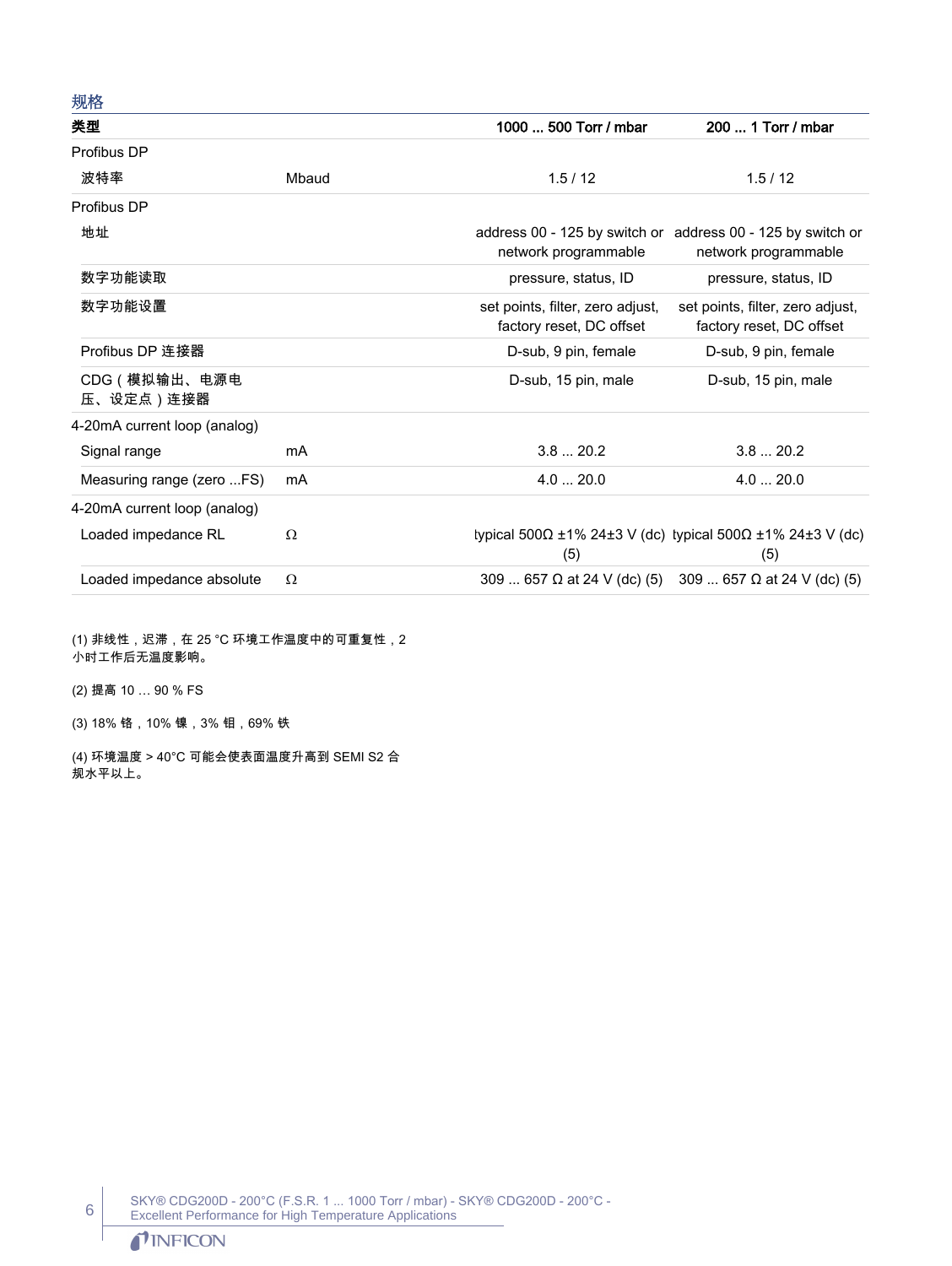## 规格

| 类型 | | 1000 ... 500 Torr / mbar | 200 ... 1 Torr / mbar |
|---|---|---|---|
| Profibus DP | | | |
| 波特率 | Mbaud | 1.5 / 12 | 1.5 / 12 |
| Profibus DP | | | |
| 地址 | | address 00 - 125 by switch or network programmable | address 00 - 125 by switch or network programmable |
| 数字功能读取 | | pressure, status, ID | pressure, status, ID |
| 数字功能设置 | | set points, filter, zero adjust, factory reset, DC offset | set points, filter, zero adjust, factory reset, DC offset |
| Profibus DP 连接器 | | D-sub, 9 pin, female | D-sub, 9 pin, female |
| CDG（模拟输出、电源电压、设定点）连接器 | | D-sub, 15 pin, male | D-sub, 15 pin, male |
| 4-20mA current loop (analog) | | | |
| Signal range | mA | 3.8 ... 20.2 | 3.8 ... 20.2 |
| Measuring range (zero ...FS) | mA | 4.0 ... 20.0 | 4.0 ... 20.0 |
| 4-20mA current loop (analog) | | | |
| Loaded impedance RL | Ω | typical 500Ω ±1% 24±3 V (dc) (5) | typical 500Ω ±1% 24±3 V (dc) (5) |
| Loaded impedance absolute | Ω | 309 ... 657 Ω at 24 V (dc) (5) | 309 ... 657 Ω at 24 V (dc) (5) |

(1) 非线性，迟滞，在 25 °C 环境工作温度中的可重复性，2 小时工作后无温度影响。

(2) 提高 10 … 90 % FS

(3) 18% 铬，10% 镍，3% 钼，69% 铁

(4) 环境温度 > 40°C 可能会使表面温度升高到 SEMI S2 合规水平以上。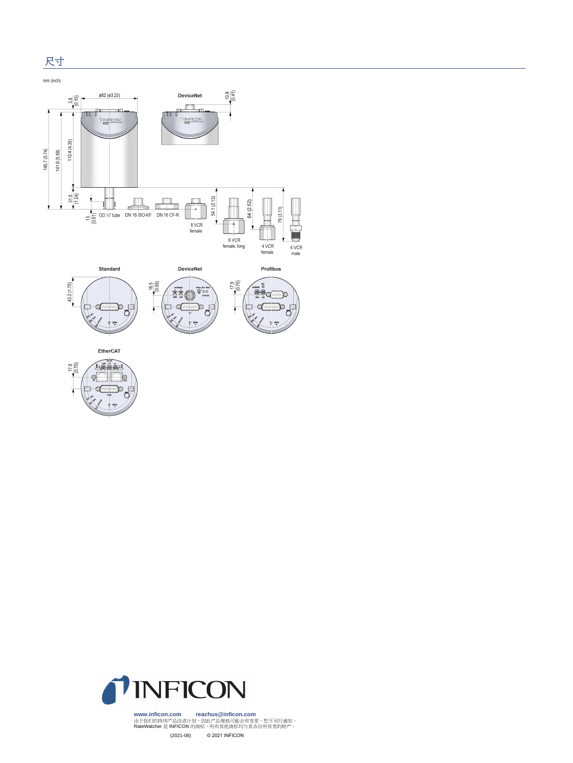## 尺寸

mm (inch)

ø82 (ø3.23)
3.8 (0.15)
DeviceNet
10.8 (0.41)
145.7 (5.74)
141.9 (5.59)
110.4 (4.35)
31.5 (1.24)
13 (0.51)
OD ½" tube
DN 16 ISO-KF
DN 16 CF-R
8 VCR female
54.1 (2.13)
8 VCR female, long
64 (2.52)
4 VCR female
79 (3.11)
4 VCR male

Standard
43.2 (1.70)

DeviceNet
16.5 (0.55)

Profibus
17.9 (0.70)

EtherCAT
17.9 (0.70)

www.inficon.com reachus@inficon.com

由于我们的持续产品改进计划，因此产品规格可能会有变更，恕不另行通知。
RateWatcher 是 INFICON 的商标。所有其他商标均为其各自所有者的财产。

(2021-08) © 2021 INFICON